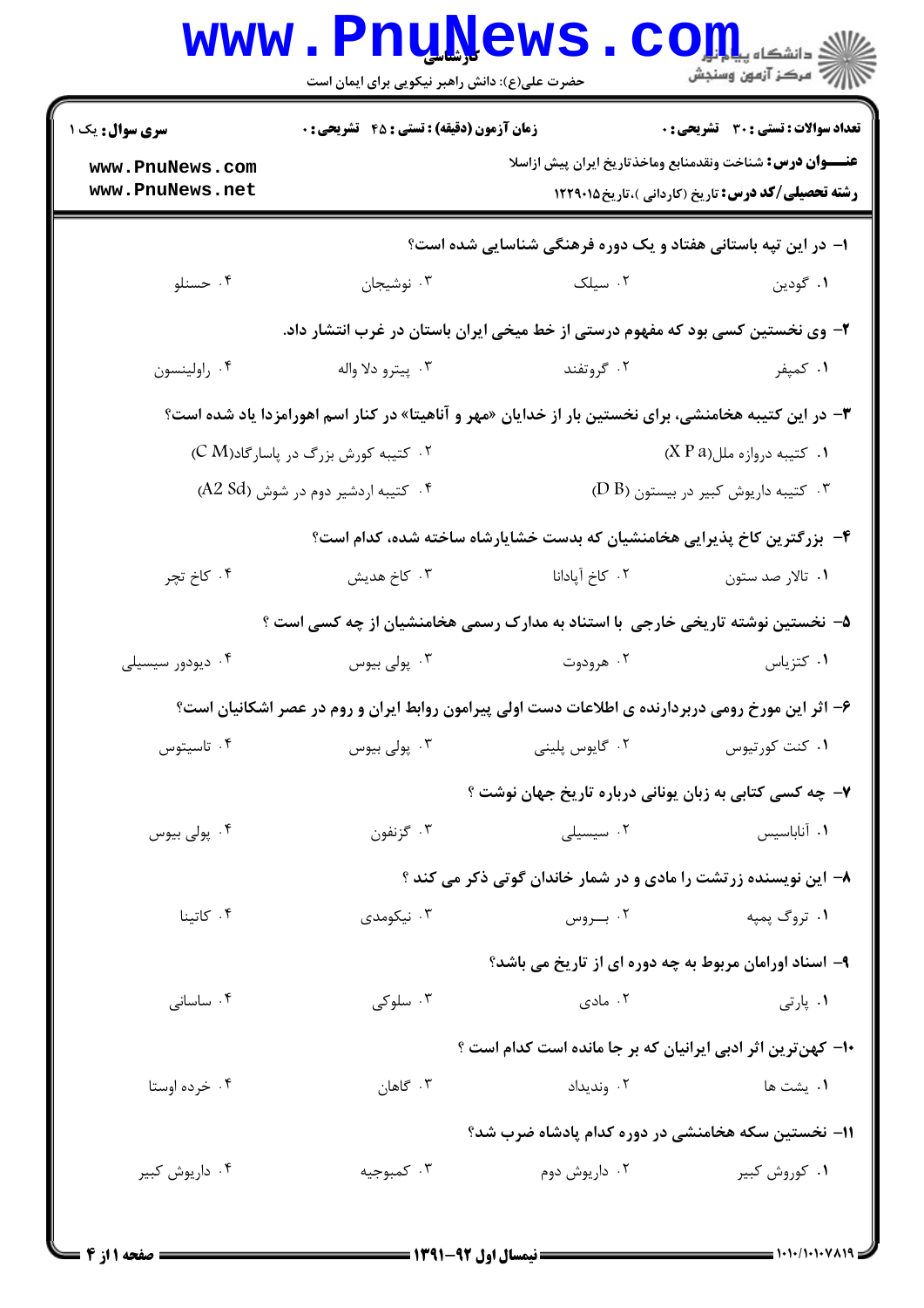**سری سوال:** یک ۱

**زمان آزمون (دقیقه) : تستی : ۴۵ تشریحی : ۰**

**تعداد سوالات : تستی : ۳۰ تشریحی : ۰**

**عنـــوان درس:** شناخت ونقدمنابع وماخذتاریخ ایران پیش ازاسلا

**رشته تحصیلی/کد درس:** تاریخ (کاردانی )،تاریخ۱۲۲۹۰۱۵

۱- در این تپه باستانی هفتاد و یک دوره فرهنگی شناسایی شده است؟

۱. گودین
۲. سیلک
۳. نوشیجان
۴. حسنلو

۲- وی نخستین کسی بود که مفهوم درستی از خط میخی ایران باستان در غرب انتشار داد.

۱. کمپفر
۲. گروتفند
۳. پیترو دلا واله
۴. راولینسون

۳- در این کتیبه هخامنشی، برای نخستین بار از خدایان «مهر و آناهیتا» در کنار اسم اهورامزدا یاد شده است؟

۱. کتیبه دروازه ملل(X P a)
۲. کتیبه کورش بزرگ در پاسارگاد(C M)
۳. کتیبه داریوش کبیر در بیستون (D B)
۴. کتیبه اردشیر دوم در شوش (A2 Sd)

۴- بزرگترین کاخ پذیرایی هخامنشیان که بدست خشایارشاه ساخته شده، کدام است؟

۱. تالار صد ستون
۲. کاخ آپادانا
۳. کاخ هدیش
۴. کاخ تچر

۵- نخستین نوشته تاریخی خارجی با استناد به مدارک رسمی هخامنشیان از چه کسی است ؟

۱. کتزیاس
۲. هرودوت
۳. پولی بیوس
۴. دیودور سیسیلی

۶- اثر این مورخ رومی دربردارنده ی اطلاعات دست اولی پیرامون روابط ایران و روم در عصر اشکانیان است؟

۱. کنت کورتیوس
۲. گایوس پلینی
۳. پولی بیوس
۴. تاسیتوس

۷- چه کسی کتابی به زبان یونانی درباره تاریخ جهان نوشت ؟

۱. آناباسیس
۲. سیسیلی
۳. گزنفون
۴. پولی بیوس

۸- این نویسنده زرتشت را مادی و در شمار خاندان گوتی ذکر می کند ؟

۱. تروگ پمپه
۲. بـــروس
۳. نیکومدی
۴. کاتینا

۹- اسناد اورامان مربوط به چه دوره ای از تاریخ می باشد؟

۱. پارتی
۲. مادی
۳. سلوکی
۴. ساسانی

۱۰- کهن‌ترین اثر ادبی ایرانیان که بر جا مانده است کدام است ؟

۱. یشت ها
۲. وندیداد
۳. گاهان
۴. خرده اوستا

۱۱- نخستین سکه هخامنشی در دوره کدام پادشاه ضرب شد؟

۱. کوروش کبیر
۲. داریوش دوم
۳. کمبوجیه
۴. داریوش کبیر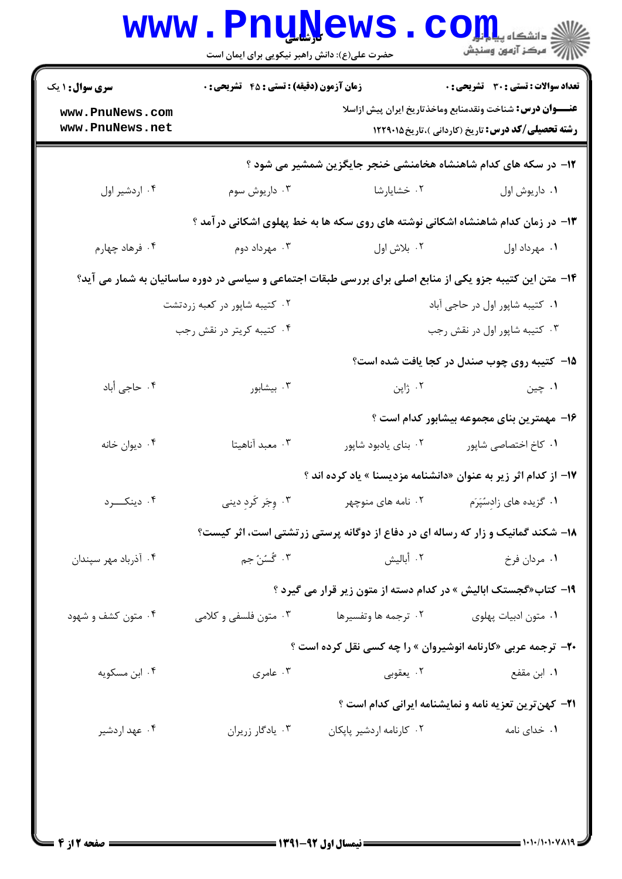**تعداد سوالات : تستی : ۳۰ تشریحی : ۰** | **زمان آزمون (دقیقه) : تستی : ۴۵ تشریحی : ۰** | **سری سوال : ۱ یک**

**عنـــوان درس:** شناخت ونقدمنابع وماخذتاریخ ایران پیش ازاسلا

**رشته تحصیلی/کد درس:** تاریخ (کاردانی )،تاریخ۱۲۲۹۰۱۵

۱۲- در سکه های کدام شاهنشاه هخامنشی خنجر جایگزین شمشیر می شود ؟

۱. داریوش اول
۲. خشایارشا
۳. داریوش سوم
۴. اردشیر اول

۱۳- در زمان کدام شاهنشاه اشکانی نوشته های روی سکه ها به خط پهلوی اشکانی درآمد ؟

۱. مهرداد اول
۲. بلاش اول
۳. مهرداد دوم
۴. فرهاد چهارم

۱۴- متن این کتیبه جزو یکی از منابع اصلی برای بررسی طبقات اجتماعی و سیاسی در دوره ساسانیان به شمار می آید؟

۱. کتیبه شاپور اول در حاجی آباد
۲. کتیبه شاپور در کعبه زردتشت
۳. کتیبه شاپور اول در نقش رجب
۴. کتیبه کریتر در نقش رجب

۱۵- کتیبه روی چوب صندل در کجا یافت شده است؟

۱. چین
۲. ژاپن
۳. بیشابور
۴. حاجی آباد

۱۶- مهمترین بنای مجموعه بیشابور کدام است ؟

۱. کاخ اختصاصی شاپور
۲. بنای یادبود شاپور
۳. معبد آناهیتا
۴. دیوان خانه

۱۷- از کدام اثر زیر به عنوان «دانشنامه مزدیسنا » یاد کرده اند ؟

۱. گزیده های زادِسپَرَم
۲. نامه های منوچهر
۳. وِجَر کَردِ دینی
۴. دینکـــرد

۱۸- شکند گمانیک و زار که رساله ای در دفاع از دوگانه پرستی زرتشتی است، اثر کیست؟

۱. مردان فرخ
۲. أبالیش
۳. گُسَنُ جم
۴. آذرباد مهر سپندان

۱۹- کتاب«گجستک ابالیش » در کدام دسته از متون زیر قرار می گیرد ؟

۱. متون ادبیات پهلوی
۲. ترجمه ها وتفسیرها
۳. متون فلسفی و کلامی
۴. متون کشف و شهود

۲۰- ترجمه عربی «کارنامه انوشیروان » را چه کسی نقل کرده است ؟

۱. ابن مقفع
۲. یعقوبی
۳. عامری
۴. ابن مسکویه

۲۱- کهن‌ترین تعزیه نامه و نمایشنامه ایرانی کدام است ؟

۱. خدای نامه
۲. کارنامه اردشیر پاپکان
۳. یادگار زریران
۴. عهد اردشیر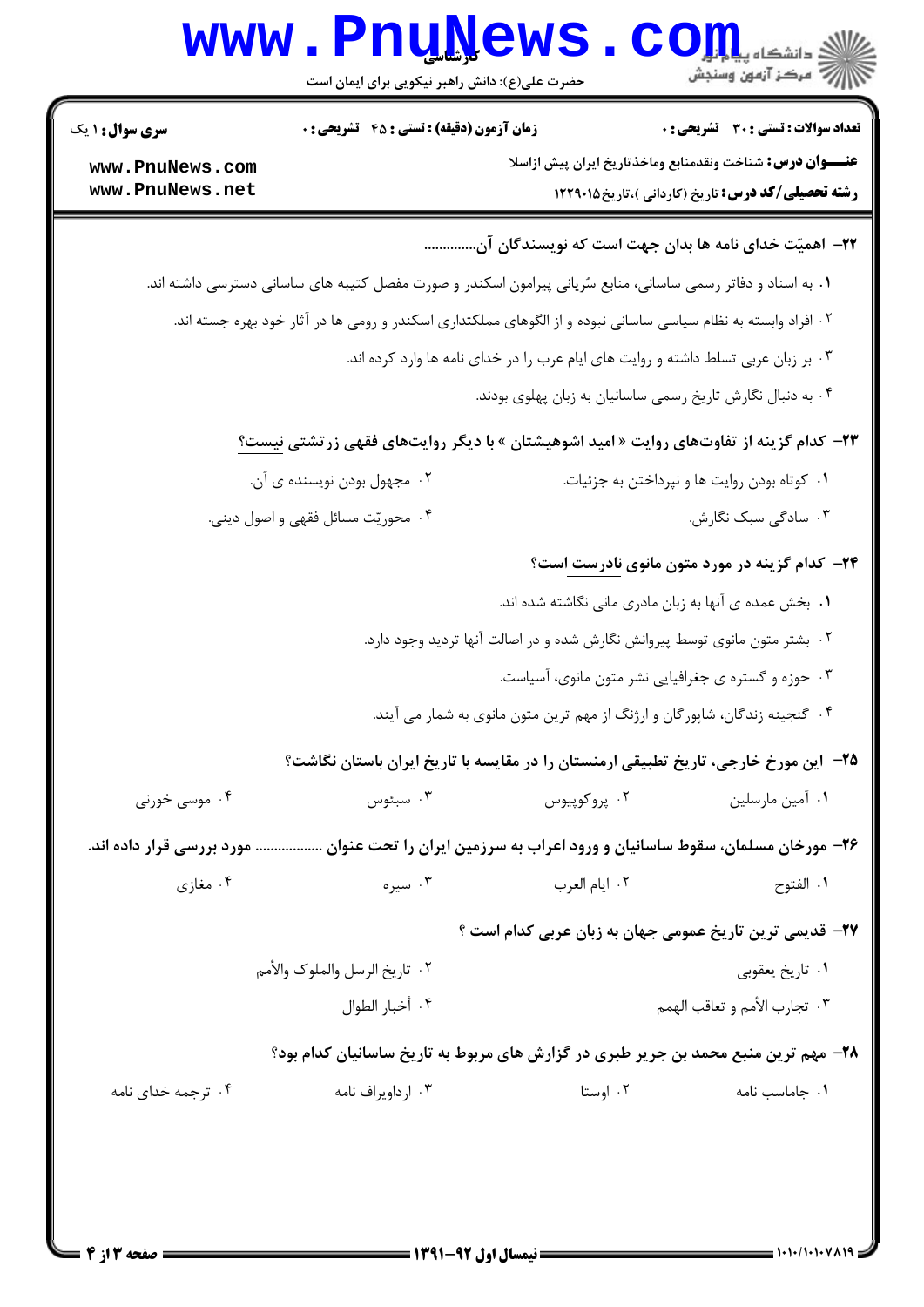**۲۲- اهمیّت خدای نامه ها بدان جهت است که نویسندگان آن..............**

۱. به اسناد و دفاتر رسمی ساسانی، منابع سُریانی پیرامون اسکندر و صورت مفصل کتیبه های ساسانی دسترسی داشته اند.

۲. افراد وابسته به نظام سیاسی ساسانی نبوده و از الگوهای مملکتداری اسکندر و رومی ها در آثار خود بهره جسته اند.

۳. بر زبان عربی تسلط داشته و روایت های ایام عرب را در خدای نامه ها وارد کرده اند.

۴. به دنبال نگارش تاریخ رسمی ساسانیان به زبان پهلوی بودند.

**۲۳- کدام گزینه از تفاوت‌های روایت « امید اشوهیشتان » با دیگر روایت‌های فقهی زرتشتی نیست؟**

۱. کوتاه بودن روایت ها و نپرداختن به جزئیات.

۲. مجهول بودن نویسنده ی آن.

۳. سادگی سبک نگارش.

۴. محوریّت مسائل فقهی و اصول دینی.

**۲۴- کدام گزینه در مورد متون مانوی نادرست است؟**

۱. بخش عمده ی آنها به زبان مادری مانی نگاشته شده اند.

۲. بیشتر متون مانوی توسط پیروانش نگارش شده و در اصالت آنها تردید وجود دارد.

۳. حوزه و گستره ی جغرافیایی نشر متون مانوی، آسیاست.

۴. گنجینه زندگان، شاپورگان و ارژنگ از مهم ترین متون مانوی به شمار می آیند.

**۲۵- این مورخ خارجی، تاریخ تطبیقی ارمنستان را در مقایسه با تاریخ ایران باستان نگاشت؟**

۱. آمین مارسلین

۲. پروکوپیوس

۳. سبئوس

۴. موسی خورنی

**۲۶- مورخان مسلمان، سقوط ساسانیان و ورود اعراب به سرزمین ایران را تحت عنوان ................. مورد بررسی قرار داده اند.**

۱. الفتوح

۲. ایام العرب

۳. سیره

۴. مغازی

**۲۷- قدیمی ترین تاریخ عمومی جهان به زبان عربی کدام است ؟**

۱. تاریخ یعقوبی

۲. تاریخ الرسل والملوک والأمم

۳. تجارب الأمم و تعاقب الهمم

۴. أخبار الطوال

**۲۸- مهم ترین منبع محمد بن جریر طبری در گزارش های مربوط به تاریخ ساسانیان کدام بود؟**

۱. جاماسب نامه

۲. اوستا

۳. ارداویراف نامه

۴. ترجمه خدای نامه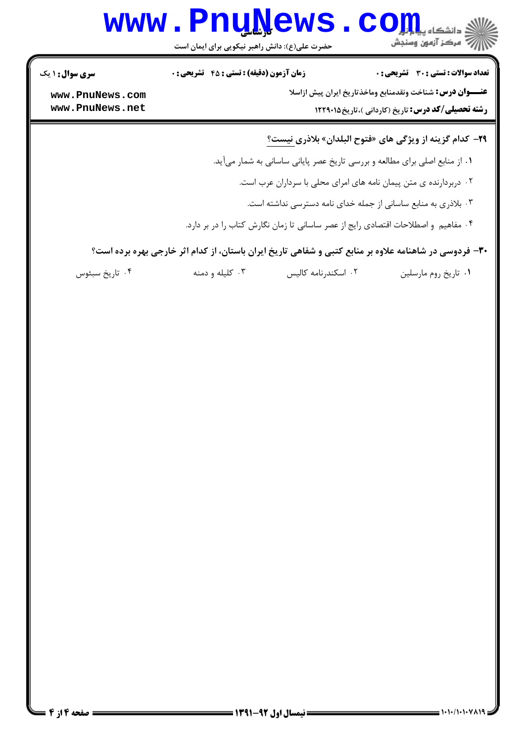**۲۹- کدام گزینه از ویژگی های «فتوح البلدان» بلاذری نیست؟**

۱. از منابع اصلی برای مطالعه و بررسی تاریخ عصر پایانی ساسانی به شمار می‌آید.

۲. دربردارنده ی متن پیمان نامه های امرای محلی با سرداران عرب است.

۳. بلاذری به منابع ساسانی از جمله خدای نامه دسترسی نداشته است.

۴. مفاهیم و اصطلاحات اقتصادی رایج از عصر ساسانی تا زمان نگارش کتاب را در بر دارد.

**۳۰- فردوسی در شاهنامه علاوه بر منابع کتبی و شفاهی تاریخ ایران باستان، از کدام اثر خارجی بهره برده است؟**

۱. تاریخ روم مارسلین

۲. اسکندرنامه کالیس

۳. کلیله و دمنه

۴. تاریخ سبئوس